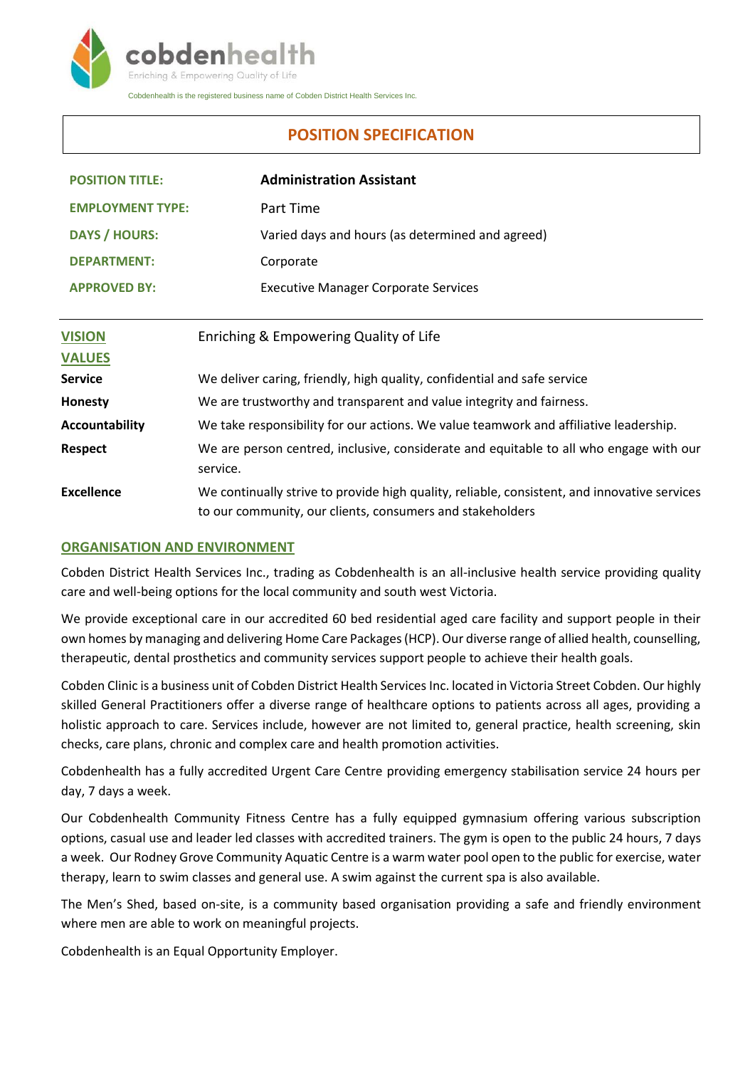cobdenhealth

Enriching & Empowering Quality of Life

Cobdenhealth is the registered business name of Cobden District Health Services Inc.

# POSITION SPECIFICATION

| | |
|---|---|
| **POSITION TITLE:** | **Administration Assistant** |
| **EMPLOYMENT TYPE:** | Part Time |
| **DAYS / HOURS:** | Varied days and hours (as determined and agreed) |
| **DEPARTMENT:** | Corporate |
| **APPROVED BY:** | Executive Manager Corporate Services |

## VISION

Enriching & Empowering Quality of Life

## VALUES

| | |
|---|---|
| **Service** | We deliver caring, friendly, high quality, confidential and safe service |
| **Honesty** | We are trustworthy and transparent and value integrity and fairness. |
| **Accountability** | We take responsibility for our actions. We value teamwork and affiliative leadership. |
| **Respect** | We are person centred, inclusive, considerate and equitable to all who engage with our service. |
| **Excellence** | We continually strive to provide high quality, reliable, consistent, and innovative services to our community, our clients, consumers and stakeholders |

## ORGANISATION AND ENVIRONMENT

Cobden District Health Services Inc., trading as Cobdenhealth is an all-inclusive health service providing quality care and well-being options for the local community and south west Victoria.

We provide exceptional care in our accredited 60 bed residential aged care facility and support people in their own homes by managing and delivering Home Care Packages (HCP). Our diverse range of allied health, counselling, therapeutic, dental prosthetics and community services support people to achieve their health goals.

Cobden Clinic is a business unit of Cobden District Health Services Inc. located in Victoria Street Cobden. Our highly skilled General Practitioners offer a diverse range of healthcare options to patients across all ages, providing a holistic approach to care. Services include, however are not limited to, general practice, health screening, skin checks, care plans, chronic and complex care and health promotion activities.

Cobdenhealth has a fully accredited Urgent Care Centre providing emergency stabilisation service 24 hours per day, 7 days a week.

Our Cobdenhealth Community Fitness Centre has a fully equipped gymnasium offering various subscription options, casual use and leader led classes with accredited trainers. The gym is open to the public 24 hours, 7 days a week. Our Rodney Grove Community Aquatic Centre is a warm water pool open to the public for exercise, water therapy, learn to swim classes and general use. A swim against the current spa is also available.

The Men's Shed, based on-site, is a community based organisation providing a safe and friendly environment where men are able to work on meaningful projects.

Cobdenhealth is an Equal Opportunity Employer.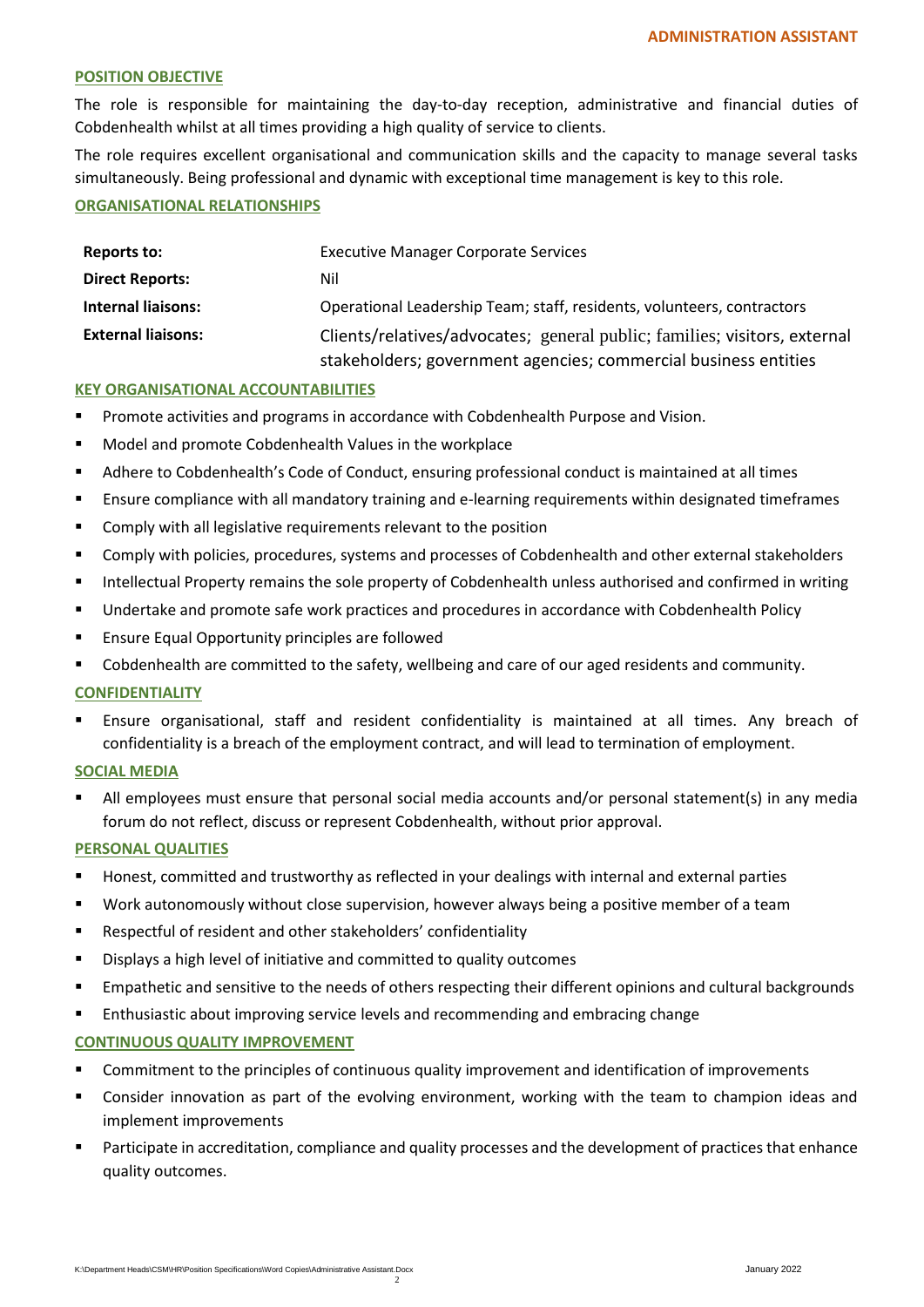## POSITION OBJECTIVE

The role is responsible for maintaining the day-to-day reception, administrative and financial duties of Cobdenhealth whilst at all times providing a high quality of service to clients.

The role requires excellent organisational and communication skills and the capacity to manage several tasks simultaneously. Being professional and dynamic with exceptional time management is key to this role.

## ORGANISATIONAL RELATIONSHIPS

| | |
|---|---|
| **Reports to:** | Executive Manager Corporate Services |
| **Direct Reports:** | Nil |
| **Internal liaisons:** | Operational Leadership Team; staff, residents, volunteers, contractors |
| **External liaisons:** | Clients/relatives/advocates; general public; families; visitors, external stakeholders; government agencies; commercial business entities |

## KEY ORGANISATIONAL ACCOUNTABILITIES

- Promote activities and programs in accordance with Cobdenhealth Purpose and Vision.
- Model and promote Cobdenhealth Values in the workplace
- Adhere to Cobdenhealth's Code of Conduct, ensuring professional conduct is maintained at all times
- Ensure compliance with all mandatory training and e-learning requirements within designated timeframes
- Comply with all legislative requirements relevant to the position
- Comply with policies, procedures, systems and processes of Cobdenhealth and other external stakeholders
- Intellectual Property remains the sole property of Cobdenhealth unless authorised and confirmed in writing
- Undertake and promote safe work practices and procedures in accordance with Cobdenhealth Policy
- Ensure Equal Opportunity principles are followed
- Cobdenhealth are committed to the safety, wellbeing and care of our aged residents and community.

## CONFIDENTIALITY

- Ensure organisational, staff and resident confidentiality is maintained at all times. Any breach of confidentiality is a breach of the employment contract, and will lead to termination of employment.

## SOCIAL MEDIA

- All employees must ensure that personal social media accounts and/or personal statement(s) in any media forum do not reflect, discuss or represent Cobdenhealth, without prior approval.

## PERSONAL QUALITIES

- Honest, committed and trustworthy as reflected in your dealings with internal and external parties
- Work autonomously without close supervision, however always being a positive member of a team
- Respectful of resident and other stakeholders' confidentiality
- Displays a high level of initiative and committed to quality outcomes
- Empathetic and sensitive to the needs of others respecting their different opinions and cultural backgrounds
- Enthusiastic about improving service levels and recommending and embracing change

## CONTINUOUS QUALITY IMPROVEMENT

- Commitment to the principles of continuous quality improvement and identification of improvements
- Consider innovation as part of the evolving environment, working with the team to champion ideas and implement improvements
- Participate in accreditation, compliance and quality processes and the development of practices that enhance quality outcomes.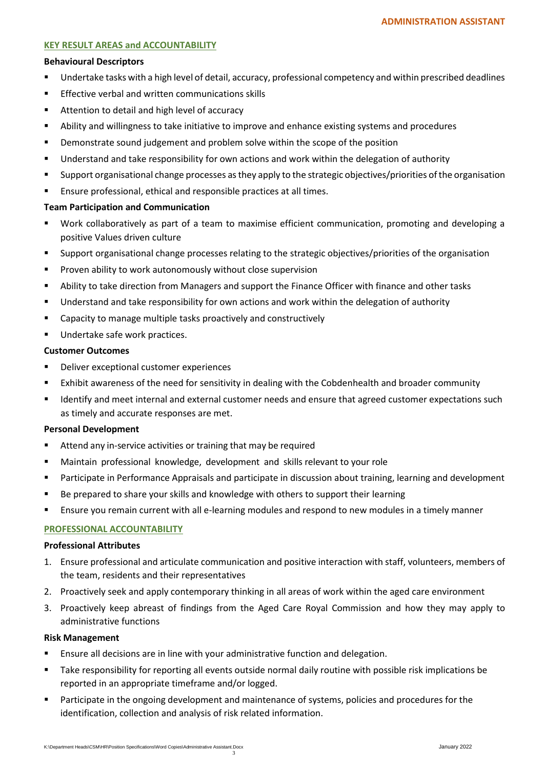## KEY RESULT AREAS and ACCOUNTABILITY

### Behavioural Descriptors

- Undertake tasks with a high level of detail, accuracy, professional competency and within prescribed deadlines
- Effective verbal and written communications skills
- Attention to detail and high level of accuracy
- Ability and willingness to take initiative to improve and enhance existing systems and procedures
- Demonstrate sound judgement and problem solve within the scope of the position
- Understand and take responsibility for own actions and work within the delegation of authority
- Support organisational change processes as they apply to the strategic objectives/priorities of the organisation
- Ensure professional, ethical and responsible practices at all times.

### Team Participation and Communication

- Work collaboratively as part of a team to maximise efficient communication, promoting and developing a positive Values driven culture
- Support organisational change processes relating to the strategic objectives/priorities of the organisation
- Proven ability to work autonomously without close supervision
- Ability to take direction from Managers and support the Finance Officer with finance and other tasks
- Understand and take responsibility for own actions and work within the delegation of authority
- Capacity to manage multiple tasks proactively and constructively
- Undertake safe work practices.

### Customer Outcomes

- Deliver exceptional customer experiences
- Exhibit awareness of the need for sensitivity in dealing with the Cobdenhealth and broader community
- Identify and meet internal and external customer needs and ensure that agreed customer expectations such as timely and accurate responses are met.

### Personal Development

- Attend any in-service activities or training that may be required
- Maintain professional knowledge, development and skills relevant to your role
- Participate in Performance Appraisals and participate in discussion about training, learning and development
- Be prepared to share your skills and knowledge with others to support their learning
- Ensure you remain current with all e-learning modules and respond to new modules in a timely manner

## PROFESSIONAL ACCOUNTABILITY

### Professional Attributes

1. Ensure professional and articulate communication and positive interaction with staff, volunteers, members of the team, residents and their representatives
2. Proactively seek and apply contemporary thinking in all areas of work within the aged care environment
3. Proactively keep abreast of findings from the Aged Care Royal Commission and how they may apply to administrative functions

### Risk Management

- Ensure all decisions are in line with your administrative function and delegation.
- Take responsibility for reporting all events outside normal daily routine with possible risk implications be reported in an appropriate timeframe and/or logged.
- Participate in the ongoing development and maintenance of systems, policies and procedures for the identification, collection and analysis of risk related information.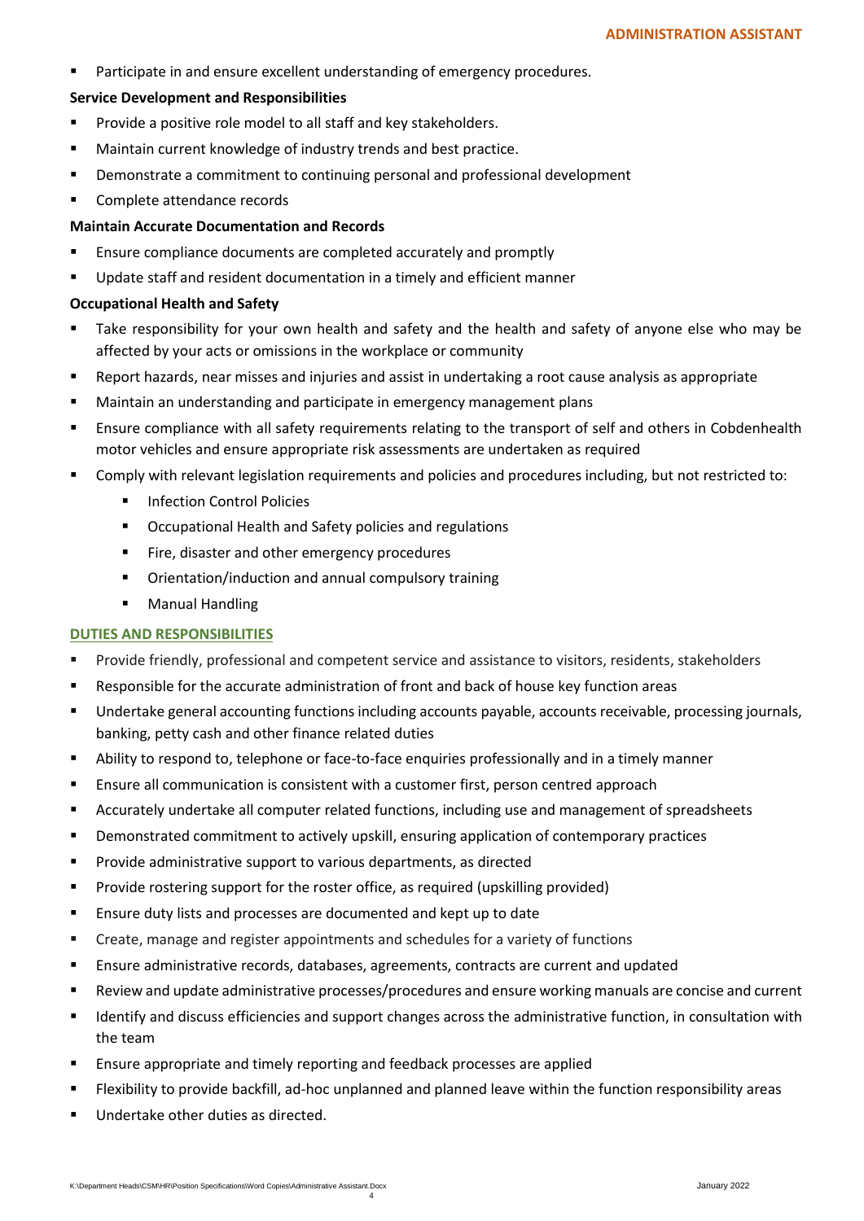- Participate in and ensure excellent understanding of emergency procedures.

**Service Development and Responsibilities**

- Provide a positive role model to all staff and key stakeholders.
- Maintain current knowledge of industry trends and best practice.
- Demonstrate a commitment to continuing personal and professional development
- Complete attendance records

**Maintain Accurate Documentation and Records**

- Ensure compliance documents are completed accurately and promptly
- Update staff and resident documentation in a timely and efficient manner

**Occupational Health and Safety**

- Take responsibility for your own health and safety and the health and safety of anyone else who may be affected by your acts or omissions in the workplace or community
- Report hazards, near misses and injuries and assist in undertaking a root cause analysis as appropriate
- Maintain an understanding and participate in emergency management plans
- Ensure compliance with all safety requirements relating to the transport of self and others in Cobdenhealth motor vehicles and ensure appropriate risk assessments are undertaken as required
- Comply with relevant legislation requirements and policies and procedures including, but not restricted to:
  - Infection Control Policies
  - Occupational Health and Safety policies and regulations
  - Fire, disaster and other emergency procedures
  - Orientation/induction and annual compulsory training
  - Manual Handling

## DUTIES AND RESPONSIBILITIES

- Provide friendly, professional and competent service and assistance to visitors, residents, stakeholders
- Responsible for the accurate administration of front and back of house key function areas
- Undertake general accounting functions including accounts payable, accounts receivable, processing journals, banking, petty cash and other finance related duties
- Ability to respond to, telephone or face-to-face enquiries professionally and in a timely manner
- Ensure all communication is consistent with a customer first, person centred approach
- Accurately undertake all computer related functions, including use and management of spreadsheets
- Demonstrated commitment to actively upskill, ensuring application of contemporary practices
- Provide administrative support to various departments, as directed
- Provide rostering support for the roster office, as required (upskilling provided)
- Ensure duty lists and processes are documented and kept up to date
- Create, manage and register appointments and schedules for a variety of functions
- Ensure administrative records, databases, agreements, contracts are current and updated
- Review and update administrative processes/procedures and ensure working manuals are concise and current
- Identify and discuss efficiencies and support changes across the administrative function, in consultation with the team
- Ensure appropriate and timely reporting and feedback processes are applied
- Flexibility to provide backfill, ad-hoc unplanned and planned leave within the function responsibility areas
- Undertake other duties as directed.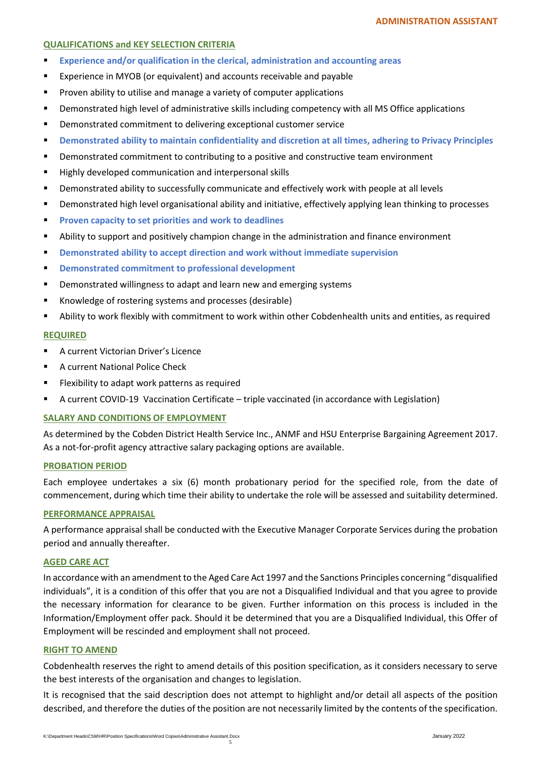## QUALIFICATIONS and KEY SELECTION CRITERIA

- **Experience and/or qualification in the clerical, administration and accounting areas**
- Experience in MYOB (or equivalent) and accounts receivable and payable
- Proven ability to utilise and manage a variety of computer applications
- Demonstrated high level of administrative skills including competency with all MS Office applications
- Demonstrated commitment to delivering exceptional customer service
- **Demonstrated ability to maintain confidentiality and discretion at all times, adhering to Privacy Principles**
- Demonstrated commitment to contributing to a positive and constructive team environment
- Highly developed communication and interpersonal skills
- Demonstrated ability to successfully communicate and effectively work with people at all levels
- Demonstrated high level organisational ability and initiative, effectively applying lean thinking to processes
- **Proven capacity to set priorities and work to deadlines**
- Ability to support and positively champion change in the administration and finance environment
- **Demonstrated ability to accept direction and work without immediate supervision**
- **Demonstrated commitment to professional development**
- Demonstrated willingness to adapt and learn new and emerging systems
- Knowledge of rostering systems and processes (desirable)
- Ability to work flexibly with commitment to work within other Cobdenhealth units and entities, as required

## REQUIRED

- A current Victorian Driver's Licence
- A current National Police Check
- Flexibility to adapt work patterns as required
- A current COVID-19 Vaccination Certificate – triple vaccinated (in accordance with Legislation)

## SALARY AND CONDITIONS OF EMPLOYMENT

As determined by the Cobden District Health Service Inc., ANMF and HSU Enterprise Bargaining Agreement 2017. As a not-for-profit agency attractive salary packaging options are available.

## PROBATION PERIOD

Each employee undertakes a six (6) month probationary period for the specified role, from the date of commencement, during which time their ability to undertake the role will be assessed and suitability determined.

## PERFORMANCE APPRAISAL

A performance appraisal shall be conducted with the Executive Manager Corporate Services during the probation period and annually thereafter.

## AGED CARE ACT

In accordance with an amendment to the Aged Care Act 1997 and the Sanctions Principles concerning "disqualified individuals", it is a condition of this offer that you are not a Disqualified Individual and that you agree to provide the necessary information for clearance to be given. Further information on this process is included in the Information/Employment offer pack. Should it be determined that you are a Disqualified Individual, this Offer of Employment will be rescinded and employment shall not proceed.

## RIGHT TO AMEND

Cobdenhealth reserves the right to amend details of this position specification, as it considers necessary to serve the best interests of the organisation and changes to legislation.

It is recognised that the said description does not attempt to highlight and/or detail all aspects of the position described, and therefore the duties of the position are not necessarily limited by the contents of the specification.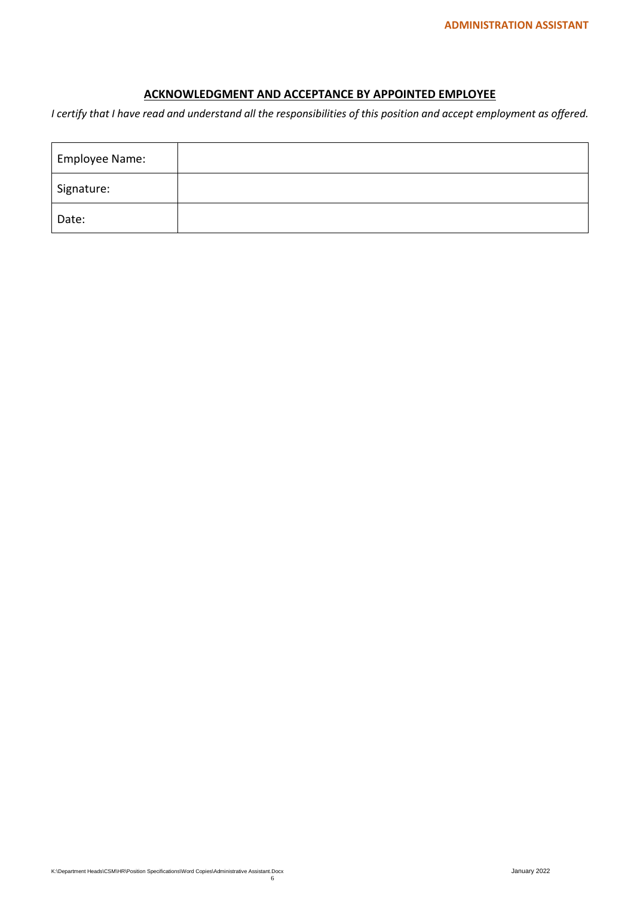## ACKNOWLEDGMENT AND ACCEPTANCE BY APPOINTED EMPLOYEE

*I certify that I have read and understand all the responsibilities of this position and accept employment as offered.*

| | |
|---|---|
| Employee Name: | |
| Signature: | |
| Date: | |